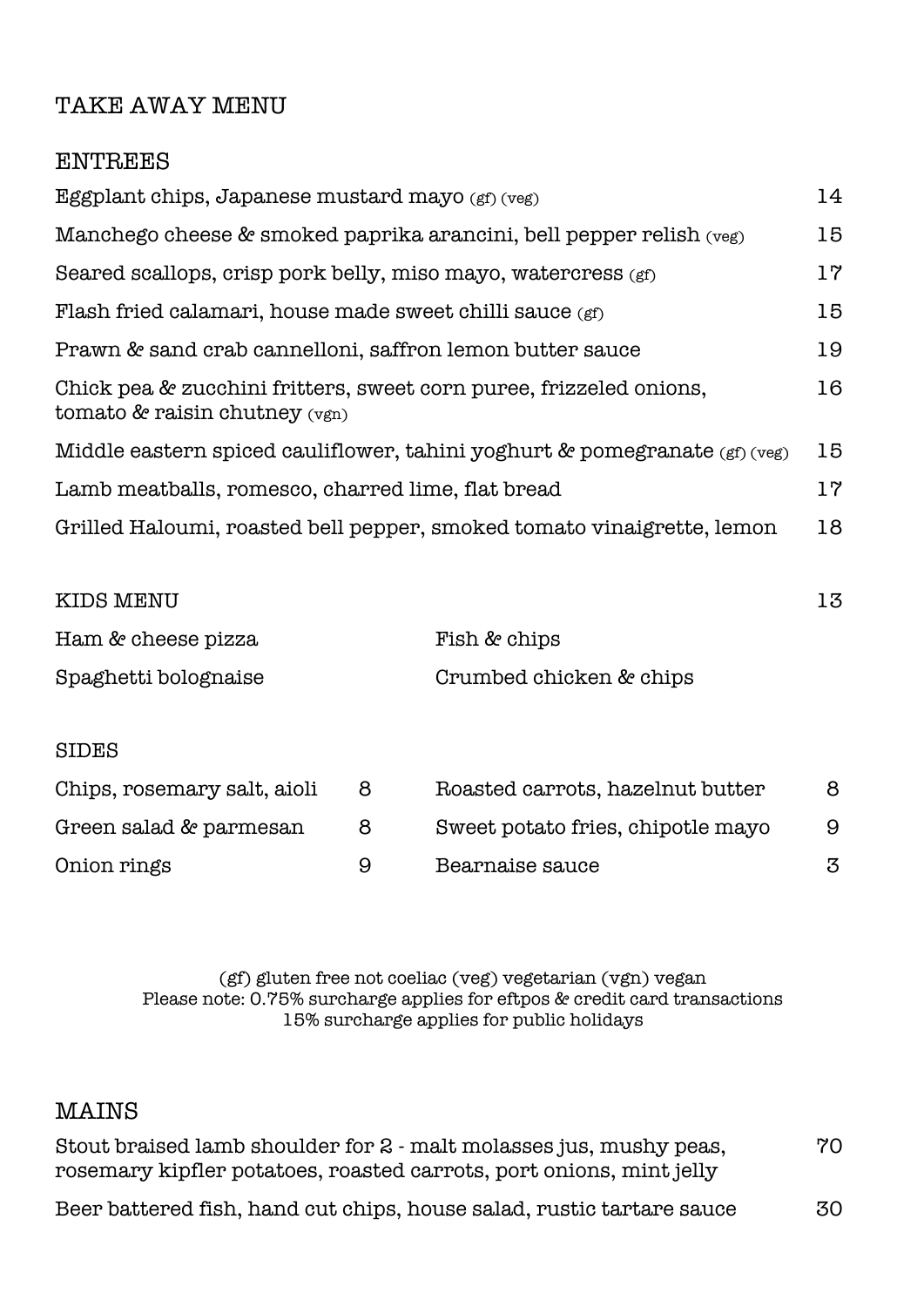# TAKE AWAY MENU

## ENTREES

| Item | Price |
|---|---|
| Eggplant chips, Japanese mustard mayo (gf) (veg) | 14 |
| Manchego cheese & smoked paprika arancini, bell pepper relish (veg) | 15 |
| Seared scallops, crisp pork belly, miso mayo, watercress (gf) | 17 |
| Flash fried calamari, house made sweet chilli sauce (gf) | 15 |
| Prawn & sand crab cannelloni, saffron lemon butter sauce | 19 |
| Chick pea & zucchini fritters, sweet corn puree, frizzeled onions, tomato & raisin chutney (vgn) | 16 |
| Middle eastern spiced cauliflower, tahini yoghurt & pomegranate (gf) (veg) | 15 |
| Lamb meatballs, romesco, charred lime, flat bread | 17 |
| Grilled Haloumi, roasted bell pepper, smoked tomato vinaigrette, lemon | 18 |

## KIDS MENU — 13

- Ham & cheese pizza
- Spaghetti bolognaise
- Fish & chips
- Crumbed chicken & chips

## SIDES

| Item | Price |
|---|---|
| Chips, rosemary salt, aioli | 8 |
| Green salad & parmesan | 8 |
| Onion rings | 9 |
| Roasted carrots, hazelnut butter | 8 |
| Sweet potato fries, chipotle mayo | 9 |
| Bearnaise sauce | 3 |

(gf) gluten free not coeliac (veg) vegetarian (vgn) vegan
Please note: 0.75% surcharge applies for eftpos & credit card transactions
15% surcharge applies for public holidays

## MAINS

| Item | Price |
|---|---|
| Stout braised lamb shoulder for 2 - malt molasses jus, mushy peas, rosemary kipfler potatoes, roasted carrots, port onions, mint jelly | 70 |
| Beer battered fish, hand cut chips, house salad, rustic tartare sauce | 30 |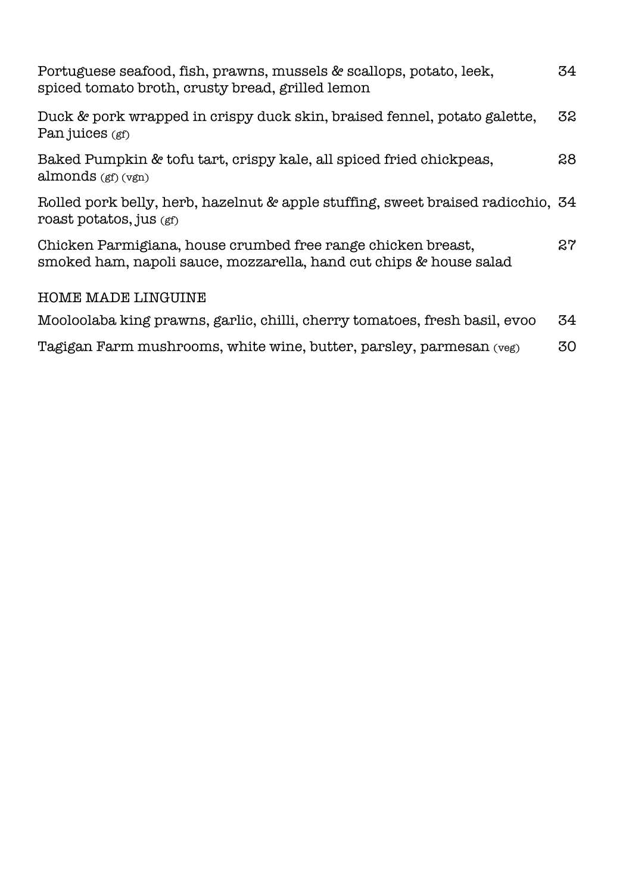Portuguese seafood, fish, prawns, mussels & scallops, potato, leek, spiced tomato broth, crusty bread, grilled lemon 34

Duck & pork wrapped in crispy duck skin, braised fennel, potato galette, Pan juices (gf) 32

Baked Pumpkin & tofu tart, crispy kale, all spiced fried chickpeas, almonds (gf) (vgn) 28

Rolled pork belly, herb, hazelnut & apple stuffing, sweet braised radicchio, roast potatos, jus (gf) 34

Chicken Parmigiana, house crumbed free range chicken breast, smoked ham, napoli sauce, mozzarella, hand cut chips & house salad 27

HOME MADE LINGUINE

Mooloolaba king prawns, garlic, chilli, cherry tomatoes, fresh basil, evoo 34

Tagigan Farm mushrooms, white wine, butter, parsley, parmesan (veg) 30